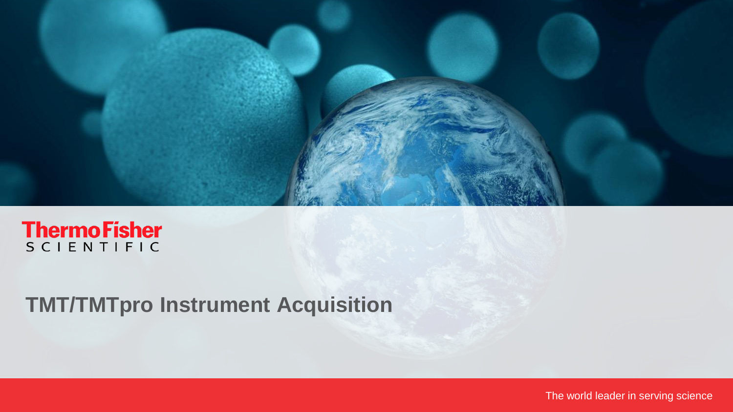Thermo Fisher SCIENTIFIC

# TMT/TMTpro Instrument Acquisition

The world leader in serving science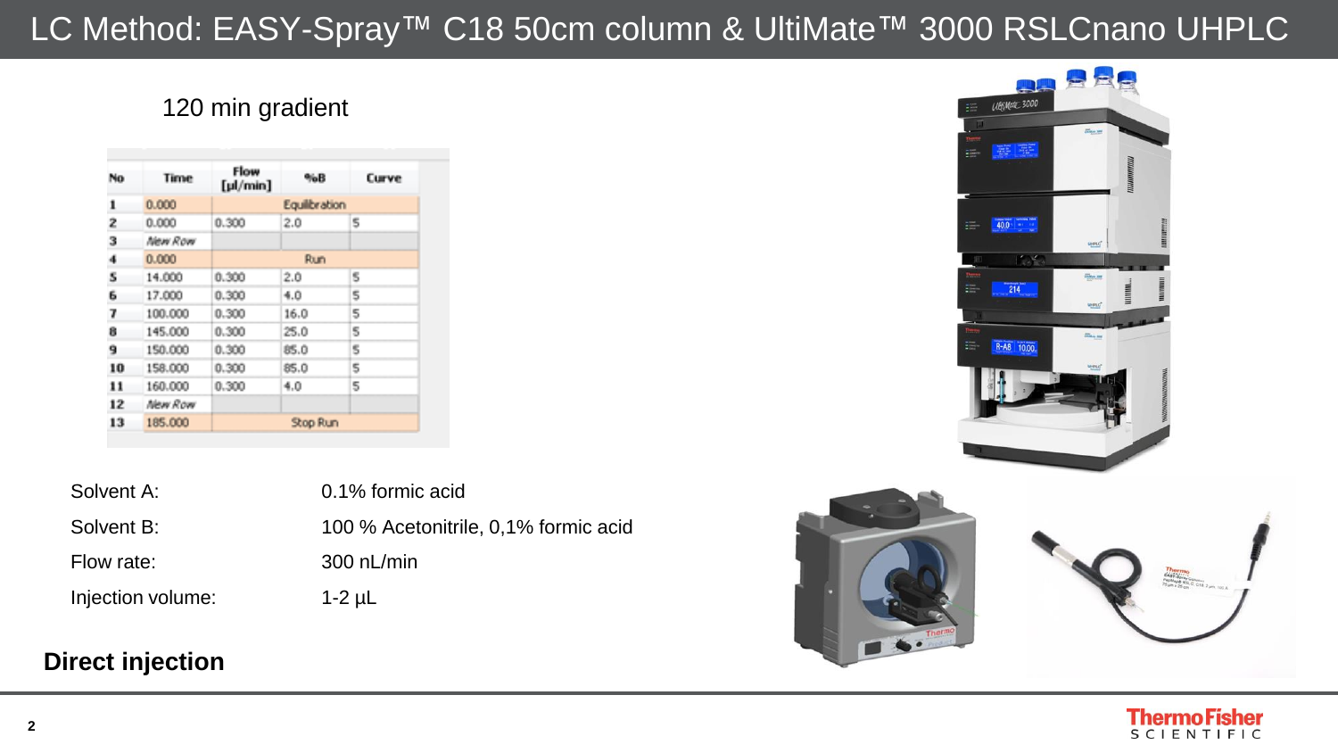# LC Method: EASY-Spray™ C18 50cm column & UltiMate™ 3000 RSLCnano UHPLC

## 120 min gradient

| No | Time | Flow [µl/min] | %B | Curve |
|---|---|---|---|---|
| 1 | 0.000 | Equilibration | | |
| 2 | 0.000 | 0.300 | 2.0 | 5 |
| 3 | *New Row* | | | |
| 4 | 0.000 | Run | | |
| 5 | 14.000 | 0.300 | 2.0 | 5 |
| 6 | 17.000 | 0.300 | 4.0 | 5 |
| 7 | 100.000 | 0.300 | 16.0 | 5 |
| 8 | 145.000 | 0.300 | 25.0 | 5 |
| 9 | 150.000 | 0.300 | 85.0 | 5 |
| 10 | 158.000 | 0.300 | 85.0 | 5 |
| 11 | 160.000 | 0.300 | 4.0 | 5 |
| 12 | *New Row* | | | |
| 13 | 185.000 | Stop Run | | |

| | |
|---|---|
| Solvent A: | 0.1% formic acid |
| Solvent B: | 100 % Acetonitrile, 0,1% formic acid |
| Flow rate: | 300 nL/min |
| Injection volume: | 1-2 µL |

**Direct injection**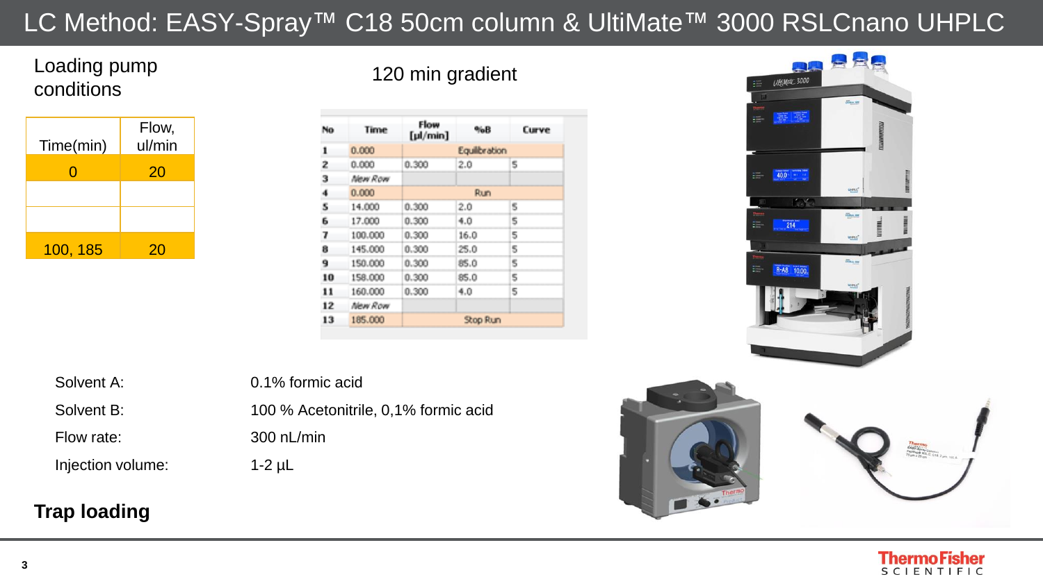# LC Method: EASY-Spray™ C18 50cm column & UltiMate™ 3000 RSLCnano UHPLC

## Loading pump conditions

| Time(min) | Flow, ul/min |
|---|---|
| 0 | 20 |
| | |
| | |
| 100, 185 | 20 |

## 120 min gradient

| No | Time | Flow [µl/min] | %B | Curve |
|---|---|---|---|---|
| 1 | 0.000 | Equilibration | | |
| 2 | 0.000 | 0.300 | 2.0 | 5 |
| 3 | New Row | | | |
| 4 | 0.000 | Run | | |
| 5 | 14.000 | 0.300 | 2.0 | 5 |
| 6 | 17.000 | 0.300 | 4.0 | 5 |
| 7 | 100.000 | 0.300 | 16.0 | 5 |
| 8 | 145.000 | 0.300 | 25.0 | 5 |
| 9 | 150.000 | 0.300 | 85.0 | 5 |
| 10 | 158.000 | 0.300 | 85.0 | 5 |
| 11 | 160.000 | 0.300 | 4.0 | 5 |
| 12 | New Row | | | |
| 13 | 185.000 | Stop Run | | |

Solvent A: 0.1% formic acid

Solvent B: 100 % Acetonitrile, 0,1% formic acid

Flow rate: 300 nL/min

Injection volume: 1-2 µL

**Trap loading**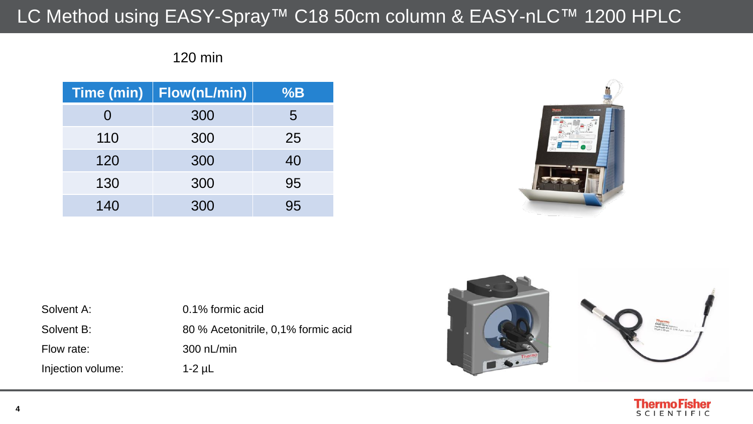# LC Method using EASY-Spray™ C18 50cm column & EASY-nLC™ 1200 HPLC

120 min

| Time (min) | Flow(nL/min) | %B |
|---|---|---|
| 0 | 300 | 5 |
| 110 | 300 | 25 |
| 120 | 300 | 40 |
| 130 | 300 | 95 |
| 140 | 300 | 95 |

Solvent A: 0.1% formic acid

Solvent B: 80 % Acetonitrile, 0,1% formic acid

Flow rate: 300 nL/min

Injection volume: 1-2 µL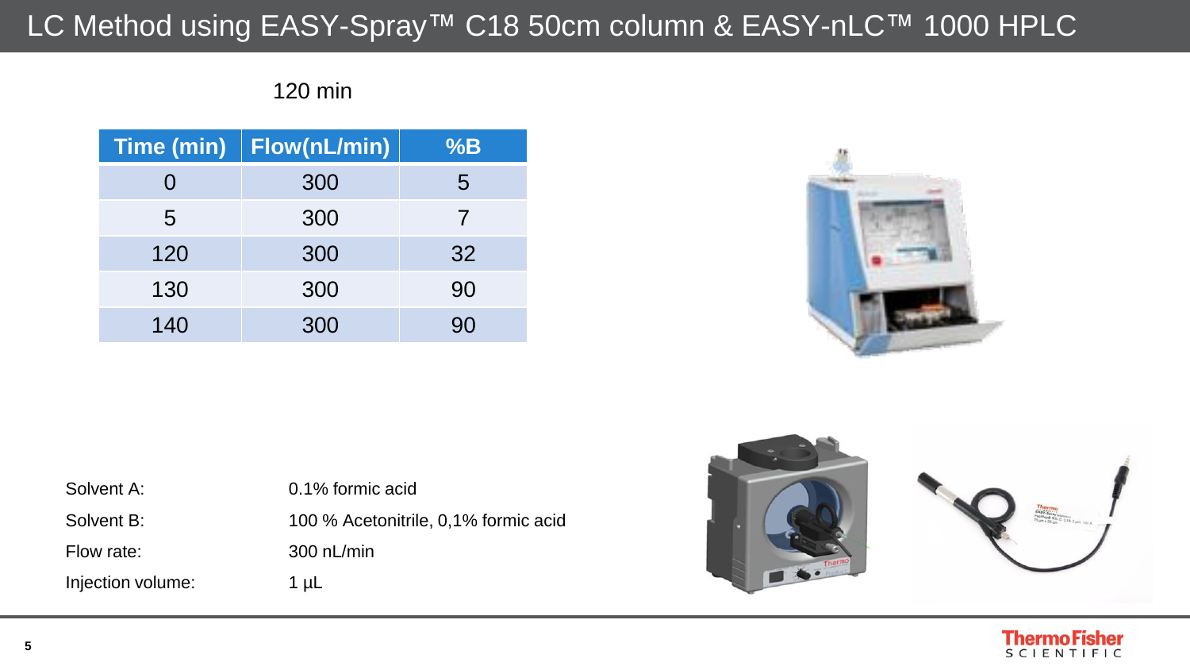# LC Method using EASY-Spray™ C18 50cm column & EASY-nLC™ 1000 HPLC

120 min

| Time (min) | Flow(nL/min) | %B |
|---|---|---|
| 0 | 300 | 5 |
| 5 | 300 | 7 |
| 120 | 300 | 32 |
| 130 | 300 | 90 |
| 140 | 300 | 90 |

Solvent A: 0.1% formic acid

Solvent B: 100 % Acetonitrile, 0,1% formic acid

Flow rate: 300 nL/min

Injection volume: 1 µL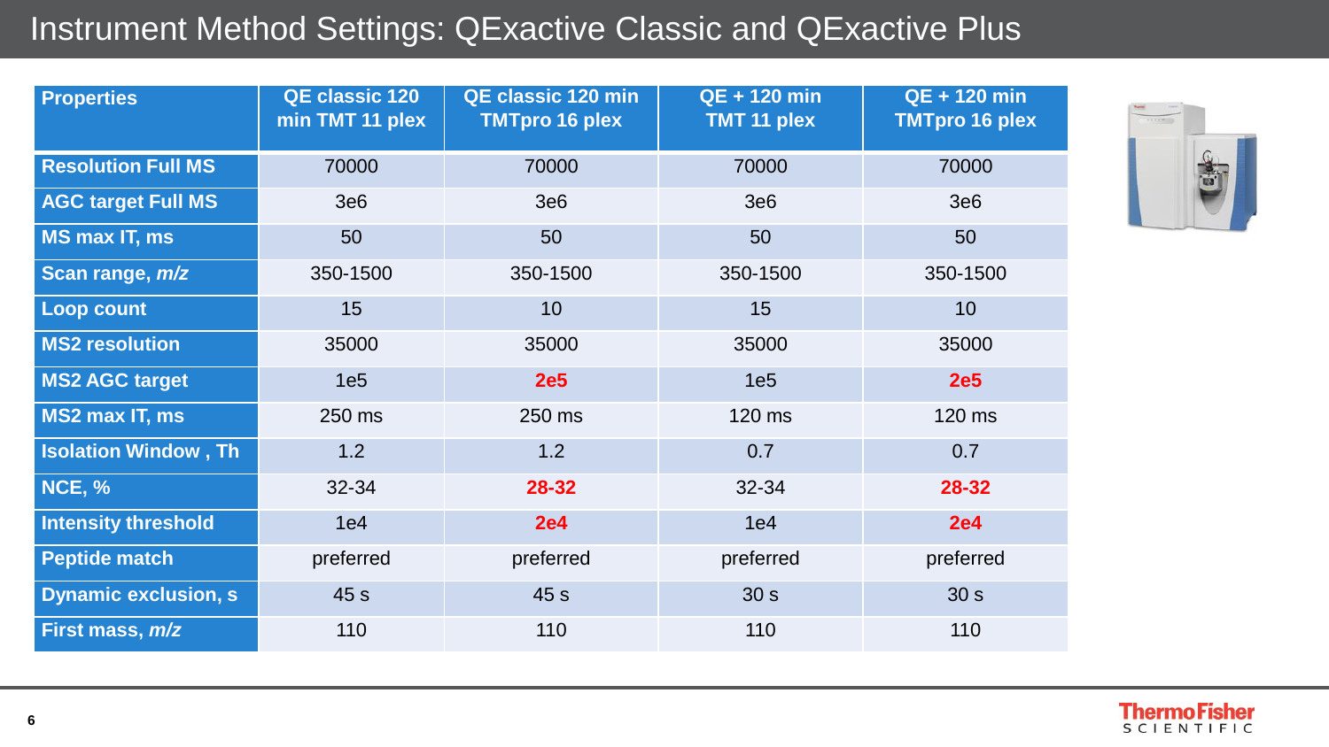# Instrument Method Settings: QExactive Classic and QExactive Plus

| Properties | QE classic 120 min TMT 11 plex | QE classic 120 min TMTpro 16 plex | QE + 120 min TMT 11 plex | QE + 120 min TMTpro 16 plex |
|---|---|---|---|---|
| Resolution Full MS | 70000 | 70000 | 70000 | 70000 |
| AGC target Full MS | 3e6 | 3e6 | 3e6 | 3e6 |
| MS max IT, ms | 50 | 50 | 50 | 50 |
| Scan range, *m/z* | 350-1500 | 350-1500 | 350-1500 | 350-1500 |
| Loop count | 15 | 10 | 15 | 10 |
| MS2 resolution | 35000 | 35000 | 35000 | 35000 |
| MS2 AGC target | 1e5 | **2e5** | 1e5 | **2e5** |
| MS2 max IT, ms | 250 ms | 250 ms | 120 ms | 120 ms |
| Isolation Window , Th | 1.2 | 1.2 | 0.7 | 0.7 |
| NCE, % | 32-34 | **28-32** | 32-34 | **28-32** |
| Intensity threshold | 1e4 | **2e4** | 1e4 | **2e4** |
| Peptide match | preferred | preferred | preferred | preferred |
| Dynamic exclusion, s | 45 s | 45 s | 30 s | 30 s |
| First mass, *m/z* | 110 | 110 | 110 | 110 |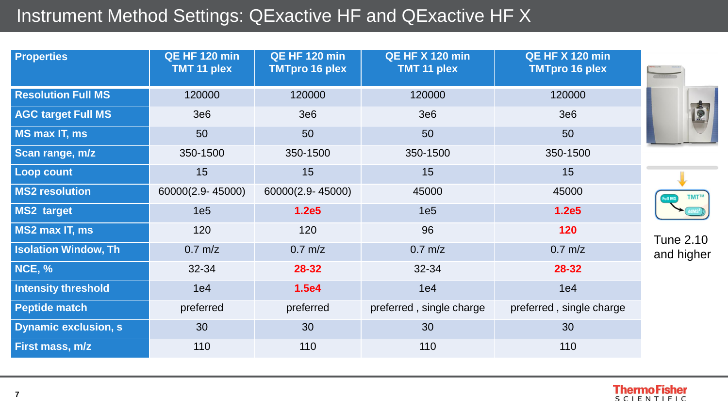# Instrument Method Settings: QExactive HF and QExactive HF X

| Properties | QE HF 120 min TMT 11 plex | QE HF 120 min TMTpro 16 plex | QE HF X 120 min TMT 11 plex | QE HF X 120 min TMTpro 16 plex |
|---|---|---|---|---|
| Resolution Full MS | 120000 | 120000 | 120000 | 120000 |
| AGC target Full MS | 3e6 | 3e6 | 3e6 | 3e6 |
| MS max IT, ms | 50 | 50 | 50 | 50 |
| Scan range, m/z | 350-1500 | 350-1500 | 350-1500 | 350-1500 |
| Loop count | 15 | 15 | 15 | 15 |
| MS2 resolution | 60000(2.9- 45000) | 60000(2.9- 45000) | 45000 | 45000 |
| MS2 target | 1e5 | **1.2e5** | 1e5 | **1.2e5** |
| MS2 max IT, ms | 120 | 120 | 96 | **120** |
| Isolation Window, Th | 0.7 m/z | 0.7 m/z | 0.7 m/z | 0.7 m/z |
| NCE, % | 32-34 | **28-32** | 32-34 | **28-32** |
| Intensity threshold | 1e4 | **1.5e4** | 1e4 | 1e4 |
| Peptide match | preferred | preferred | preferred , single charge | preferred , single charge |
| Dynamic exclusion, s | 30 | 30 | 30 | 30 |
| First mass, m/z | 110 | 110 | 110 | 110 |

Tune 2.10 and higher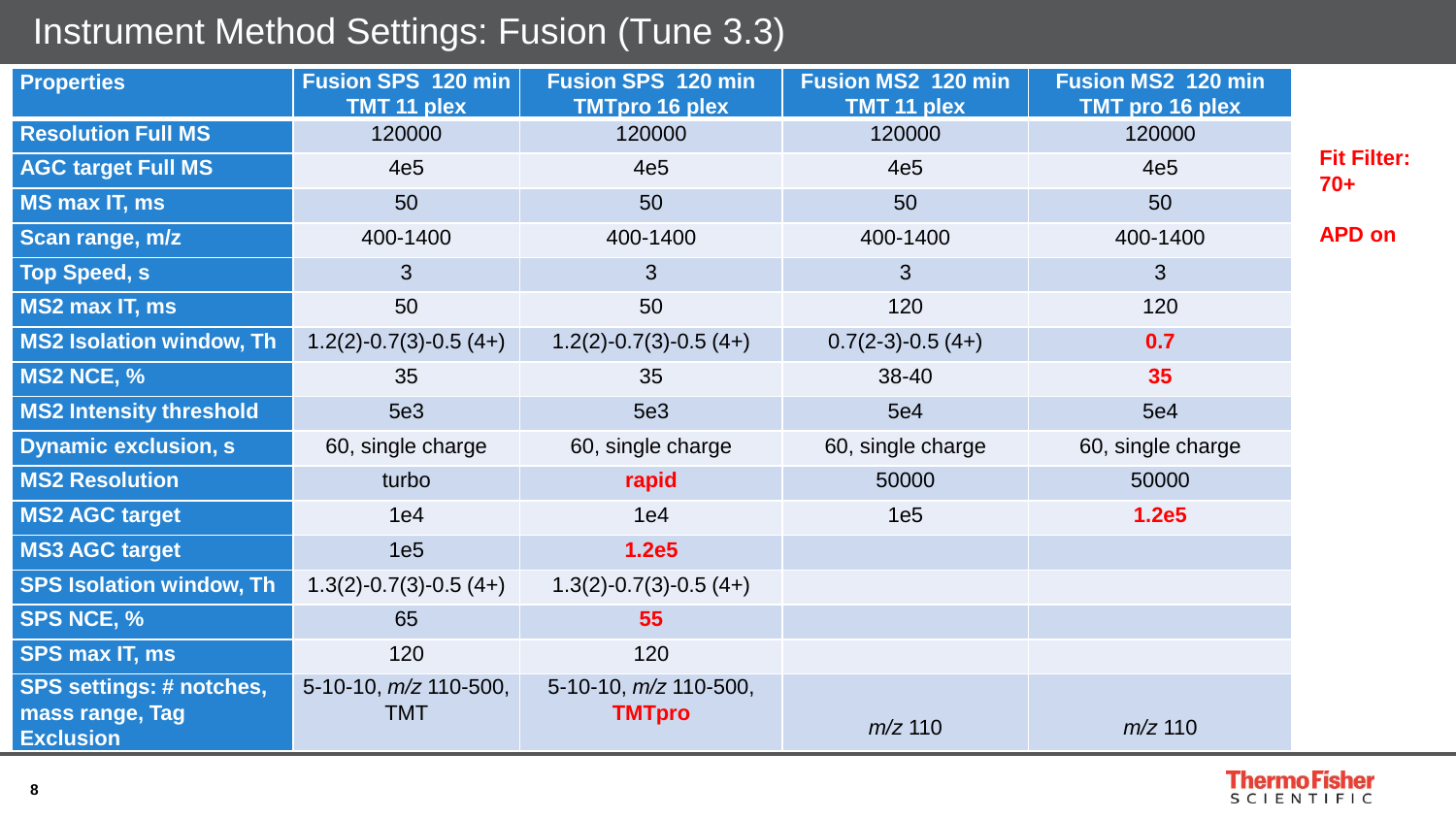# Instrument Method Settings: Fusion (Tune 3.3)

| Properties | Fusion SPS 120 min TMT 11 plex | Fusion SPS 120 min TMTpro 16 plex | Fusion MS2 120 min TMT 11 plex | Fusion MS2 120 min TMT pro 16 plex |
|---|---|---|---|---|
| Resolution Full MS | 120000 | 120000 | 120000 | 120000 |
| AGC target Full MS | 4e5 | 4e5 | 4e5 | 4e5 |
| MS max IT, ms | 50 | 50 | 50 | 50 |
| Scan range, m/z | 400-1400 | 400-1400 | 400-1400 | 400-1400 |
| Top Speed, s | 3 | 3 | 3 | 3 |
| MS2 max IT, ms | 50 | 50 | 120 | 120 |
| MS2 Isolation window, Th | 1.2(2)-0.7(3)-0.5 (4+) | 1.2(2)-0.7(3)-0.5 (4+) | 0.7(2-3)-0.5 (4+) | **0.7** |
| MS2 NCE, % | 35 | 35 | 38-40 | **35** |
| MS2 Intensity threshold | 5e3 | 5e3 | 5e4 | 5e4 |
| Dynamic exclusion, s | 60, single charge | 60, single charge | 60, single charge | 60, single charge |
| MS2 Resolution | turbo | **rapid** | 50000 | 50000 |
| MS2 AGC target | 1e4 | 1e4 | 1e5 | **1.2e5** |
| MS3 AGC target | 1e5 | **1.2e5** | | |
| SPS Isolation window, Th | 1.3(2)-0.7(3)-0.5 (4+) | 1.3(2)-0.7(3)-0.5 (4+) | | |
| SPS NCE, % | 65 | **55** | | |
| SPS max IT, ms | 120 | 120 | | |
| SPS settings: # notches, mass range, Tag Exclusion | 5-10-10, *m/z* 110-500, TMT | 5-10-10, *m/z* 110-500, **TMTpro** | *m/z* 110 | *m/z* 110 |

**Fit Filter: 70+**

**APD on**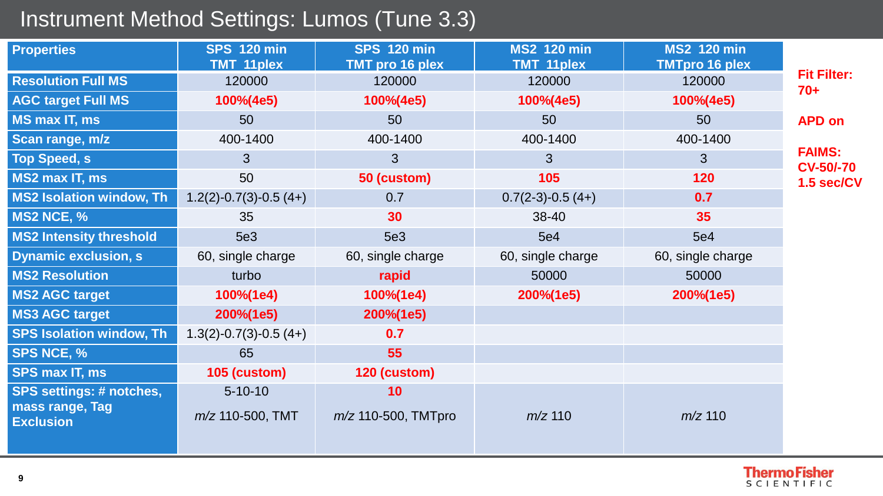# Instrument Method Settings: Lumos (Tune 3.3)

| Properties | SPS 120 min TMT 11plex | SPS 120 min TMT pro 16 plex | MS2 120 min TMT 11plex | MS2 120 min TMTpro 16 plex |
|---|---|---|---|---|
| Resolution Full MS | 120000 | 120000 | 120000 | 120000 |
| AGC target Full MS | **100%(4e5)** | **100%(4e5)** | **100%(4e5)** | **100%(4e5)** |
| MS max IT, ms | 50 | 50 | 50 | 50 |
| Scan range, m/z | 400-1400 | 400-1400 | 400-1400 | 400-1400 |
| Top Speed, s | 3 | 3 | 3 | 3 |
| MS2 max IT, ms | 50 | **50 (custom)** | **105** | **120** |
| MS2 Isolation window, Th | 1.2(2)-0.7(3)-0.5 (4+) | 0.7 | 0.7(2-3)-0.5 (4+) | **0.7** |
| MS2 NCE, % | 35 | **30** | 38-40 | **35** |
| MS2 Intensity threshold | 5e3 | 5e3 | 5e4 | 5e4 |
| Dynamic exclusion, s | 60, single charge | 60, single charge | 60, single charge | 60, single charge |
| MS2 Resolution | turbo | **rapid** | 50000 | 50000 |
| MS2 AGC target | **100%(1e4)** | **100%(1e4)** | **200%(1e5)** | **200%(1e5)** |
| MS3 AGC target | **200%(1e5)** | **200%(1e5)** | | |
| SPS Isolation window, Th | 1.3(2)-0.7(3)-0.5 (4+) | **0.7** | | |
| SPS NCE, % | 65 | **55** | | |
| SPS max IT, ms | **105 (custom)** | **120 (custom)** | | |
| SPS settings: # notches, mass range, Tag Exclusion | 5-10-10 *m/z* 110-500, TMT | **10** *m/z* 110-500, TMTpro | *m/z* 110 | *m/z* 110 |

**Fit Filter: 70+**

**APD on**

**FAIMS: CV-50/-70 1.5 sec/CV**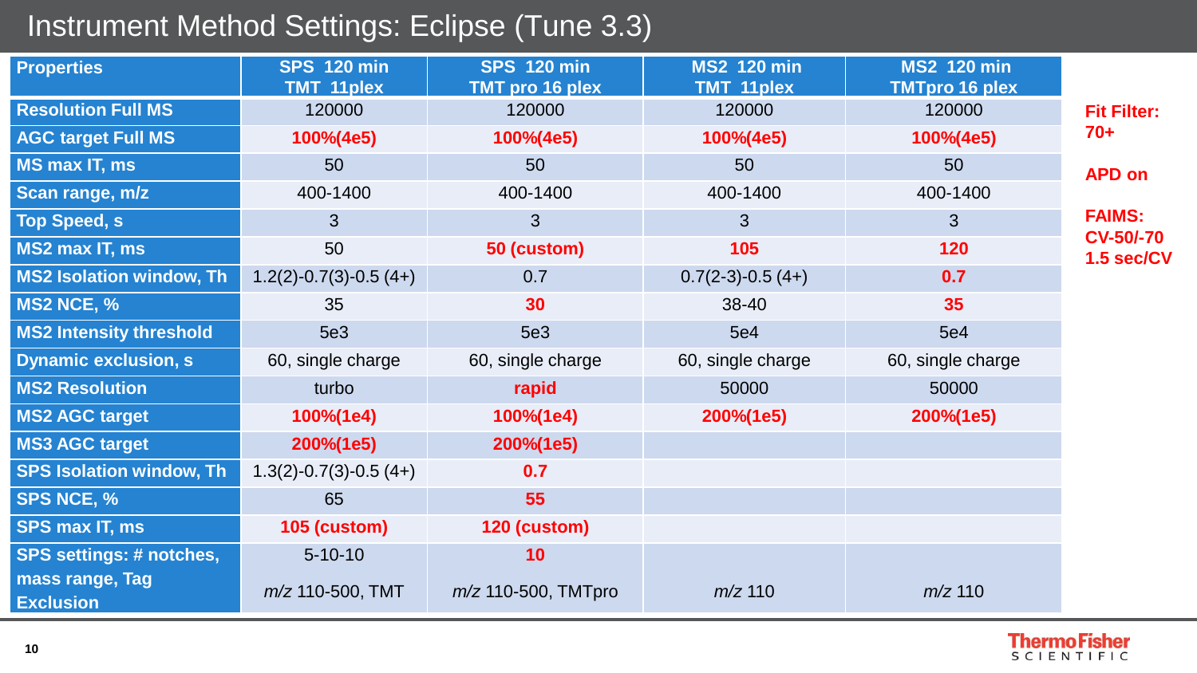# Instrument Method Settings: Eclipse (Tune 3.3)

| Properties | SPS 120 min TMT 11plex | SPS 120 min TMT pro 16 plex | MS2 120 min TMT 11plex | MS2 120 min TMTpro 16 plex |
|---|---|---|---|---|
| Resolution Full MS | 120000 | 120000 | 120000 | 120000 |
| AGC target Full MS | **100%(4e5)** | **100%(4e5)** | **100%(4e5)** | **100%(4e5)** |
| MS max IT, ms | 50 | 50 | 50 | 50 |
| Scan range, m/z | 400-1400 | 400-1400 | 400-1400 | 400-1400 |
| Top Speed, s | 3 | 3 | 3 | 3 |
| MS2 max IT, ms | 50 | **50 (custom)** | **105** | **120** |
| MS2 Isolation window, Th | 1.2(2)-0.7(3)-0.5 (4+) | 0.7 | 0.7(2-3)-0.5 (4+) | **0.7** |
| MS2 NCE, % | 35 | **30** | 38-40 | **35** |
| MS2 Intensity threshold | 5e3 | 5e3 | 5e4 | 5e4 |
| Dynamic exclusion, s | 60, single charge | 60, single charge | 60, single charge | 60, single charge |
| MS2 Resolution | turbo | **rapid** | 50000 | 50000 |
| MS2 AGC target | **100%(1e4)** | **100%(1e4)** | **200%(1e5)** | **200%(1e5)** |
| MS3 AGC target | **200%(1e5)** | **200%(1e5)** | | |
| SPS Isolation window, Th | 1.3(2)-0.7(3)-0.5 (4+) | **0.7** | | |
| SPS NCE, % | 65 | **55** | | |
| SPS max IT, ms | **105 (custom)** | **120 (custom)** | | |
| SPS settings: # notches, mass range, Tag Exclusion | 5-10-10 *m/z* 110-500, TMT | **10** *m/z* 110-500, TMTpro | *m/z* 110 | *m/z* 110 |

**Fit Filter: 70+**

**APD on**

**FAIMS: CV-50/-70 1.5 sec/CV**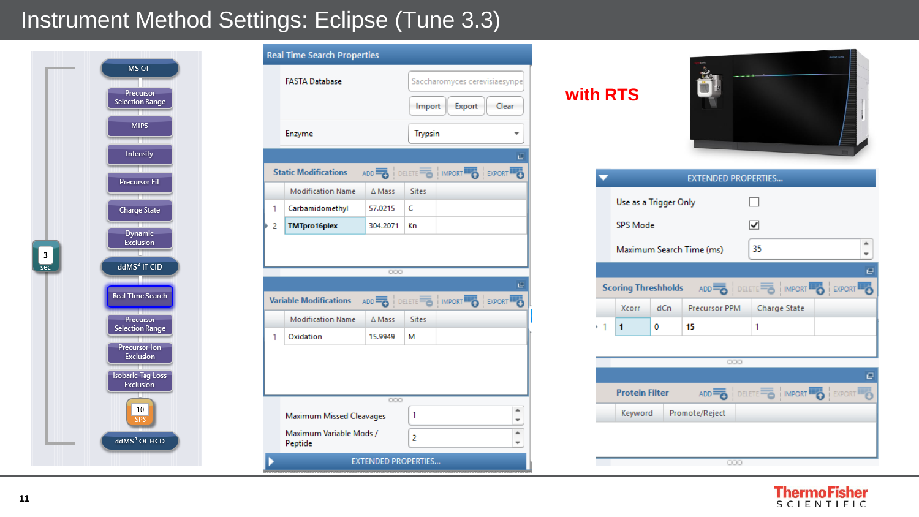# Instrument Method Settings: Eclipse (Tune 3.3)

**Method workflow:**

- MS OT
  - Precursor Selection Range
  - MIPS
  - Intensity
  - Precursor Fit
  - Charge State
  - Dynamic Exclusion
- 3 sec
- ddMS² IT CID
  - Real Time Search
  - Precursor Selection Range
  - Precursor Ion Exclusion
  - Isobaric Tag Loss Exclusion
- 10 SPS
- ddMS³ OT HCD

## Real Time Search Properties

FASTA Database: Saccharomyces cerevisiaesynpe

Import | Export | Clear

Enzyme: Trypsin

**Static Modifications**

| | Modification Name | Δ Mass | Sites |
|---|---|---|---|
| 1 | Carbamidomethyl | 57.0215 | C |
| 2 | TMTpro16plex | 304.2071 | Kn |

**Variable Modifications**

| | Modification Name | Δ Mass | Sites |
|---|---|---|---|
| 1 | Oxidation | 15.9949 | M |

Maximum Missed Cleavages: 1

Maximum Variable Mods / Peptide: 2

EXTENDED PROPERTIES...

## with RTS

**EXTENDED PROPERTIES...**

- Use as a Trigger Only: ☐
- SPS Mode: ☑
- Maximum Search Time (ms): 35

**Scoring Threshholds**

| | Xcorr | dCn | Precursor PPM | Charge State |
|---|---|---|---|---|
| 1 | 1 | 0 | 15 | 1 |

**Protein Filter**

| Keyword | Promote/Reject |
|---|---|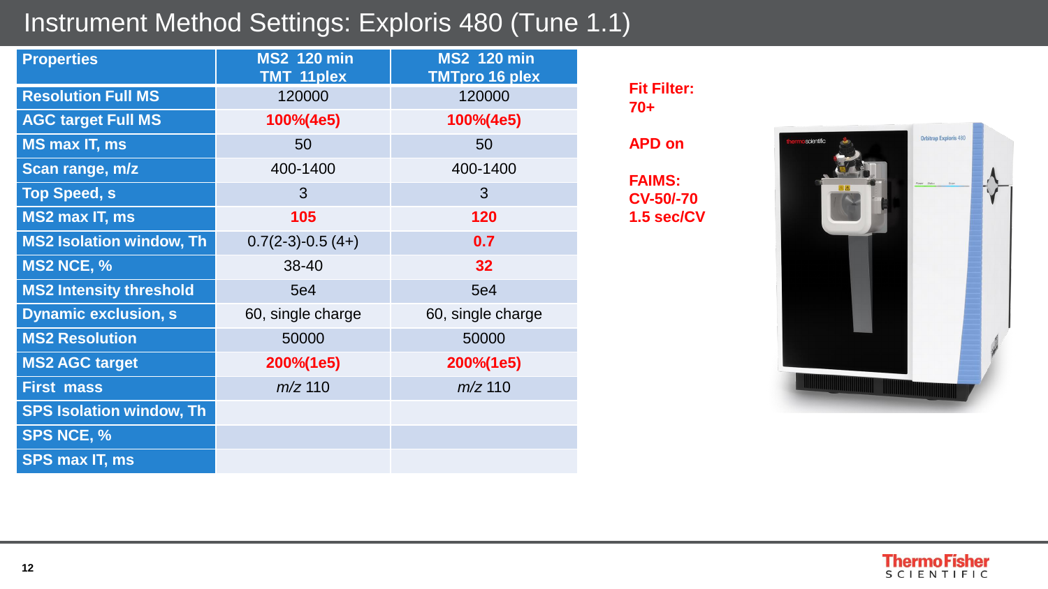# Instrument Method Settings: Exploris 480 (Tune 1.1)

| Properties | MS2 120 min TMT 11plex | MS2 120 min TMTpro 16 plex |
|---|---|---|
| Resolution Full MS | 120000 | 120000 |
| AGC target Full MS | **100%(4e5)** | **100%(4e5)** |
| MS max IT, ms | 50 | 50 |
| Scan range, m/z | 400-1400 | 400-1400 |
| Top Speed, s | 3 | 3 |
| MS2 max IT, ms | **105** | **120** |
| MS2 Isolation window, Th | 0.7(2-3)-0.5 (4+) | **0.7** |
| MS2 NCE, % | 38-40 | **32** |
| MS2 Intensity threshold | 5e4 | 5e4 |
| Dynamic exclusion, s | 60, single charge | 60, single charge |
| MS2 Resolution | 50000 | 50000 |
| MS2 AGC target | **200%(1e5)** | **200%(1e5)** |
| First mass | *m/z* 110 | *m/z* 110 |
| SPS Isolation window, Th | | |
| SPS NCE, % | | |
| SPS max IT, ms | | |

**Fit Filter: 70+**

**APD on**

**FAIMS: CV-50/-70 1.5 sec/CV**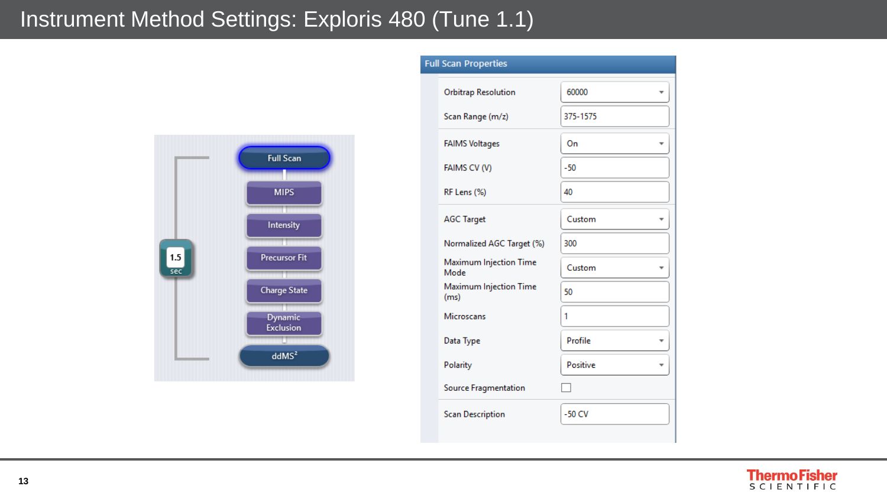# Instrument Method Settings: Exploris 480 (Tune 1.1)

1.5 sec

Full Scan

MIPS

Intensity

Precursor Fit

Charge State

Dynamic Exclusion

ddMS²

**Full Scan Properties**

| | |
|---|---|
| Orbitrap Resolution | 60000 |
| Scan Range (m/z) | 375-1575 |
| FAIMS Voltages | On |
| FAIMS CV (V) | -50 |
| RF Lens (%) | 40 |
| AGC Target | Custom |
| Normalized AGC Target (%) | 300 |
| Maximum Injection Time Mode | Custom |
| Maximum Injection Time (ms) | 50 |
| Microscans | 1 |
| Data Type | Profile |
| Polarity | Positive |
| Source Fragmentation | ☐ |
| Scan Description | -50 CV |